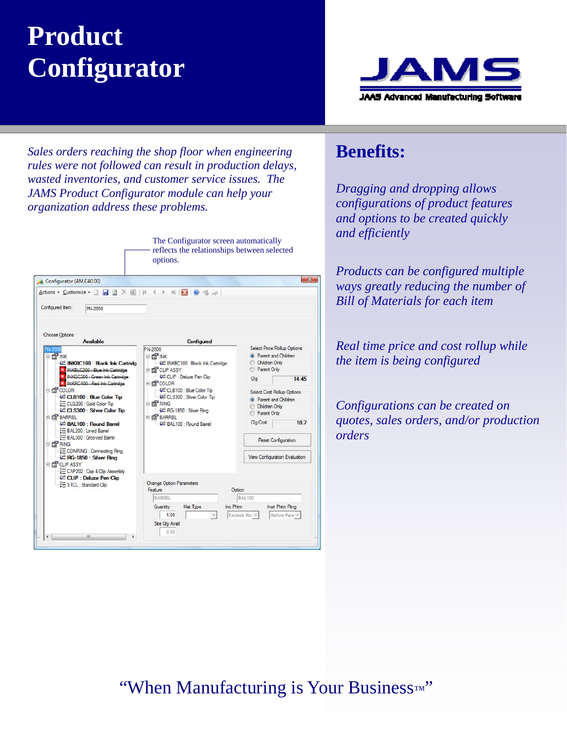# Product Configurator

JAMS

JAAS Advanced Manufacturing Software

*Sales orders reaching the shop floor when engineering rules were not followed can result in production delays, wasted inventories, and customer service issues. The JAMS Product Configurator module can help your organization address these problems.*

The Configurator screen automatically reflects the relationships between selected options.

## Benefits:

*Dragging and dropping allows configurations of product features and options to be created quickly and efficiently*

*Products can be configured multiple ways greatly reducing the number of Bill of Materials for each item*

*Real time price and cost rollup while the item is being configured*

*Configurations can be created on quotes, sales orders, and/or production orders*

"When Manufacturing is Your Business™"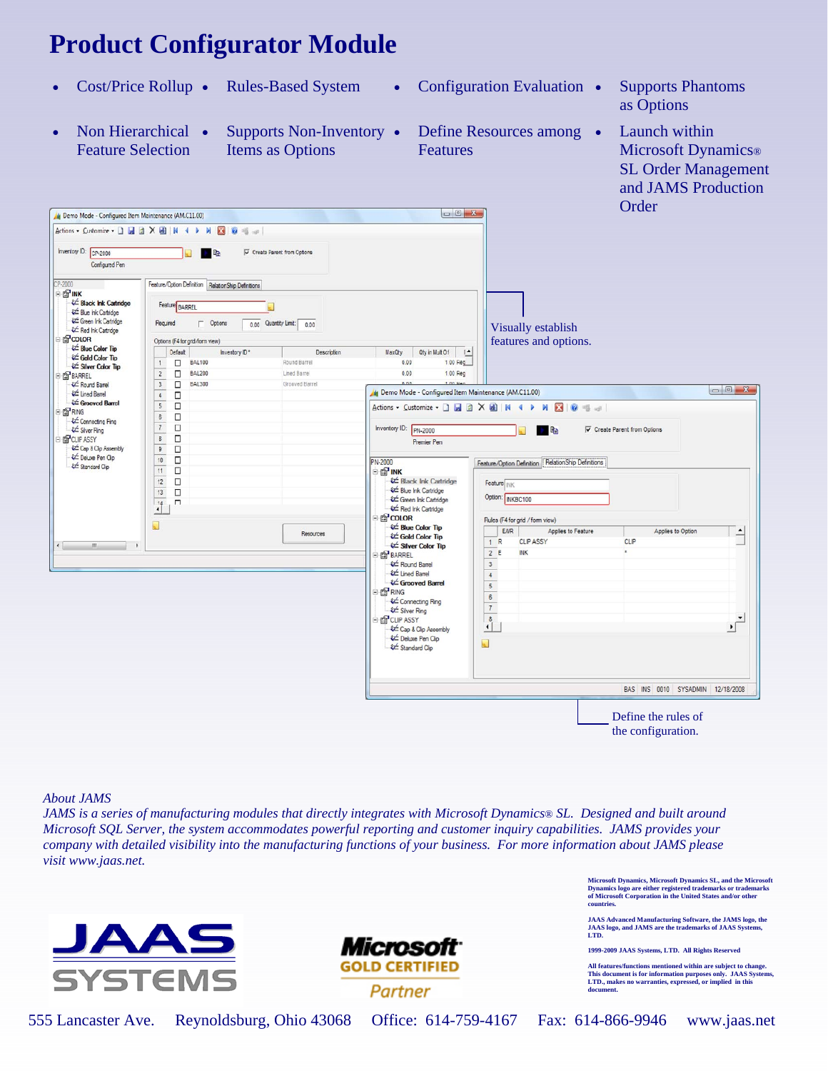# Product Configurator Module

- Cost/Price Rollup
- Rules-Based System
- Configuration Evaluation
- Supports Phantoms as Options
- Non Hierarchical Feature Selection
- Supports Non-Inventory Items as Options
- Define Resources among Features
- Launch within Microsoft Dynamics® SL Order Management and JAMS Production Order

Visually establish features and options.

Define the rules of the configuration.

*About JAMS*

*JAMS is a series of manufacturing modules that directly integrates with Microsoft Dynamics® SL. Designed and built around Microsoft SQL Server, the system accommodates powerful reporting and customer inquiry capabilities. JAMS provides your company with detailed visibility into the manufacturing functions of your business. For more information about JAMS please visit www.jaas.net.*

JAAS SYSTEMS

Microsoft GOLD CERTIFIED Partner

**Microsoft Dynamics, Microsoft Dynamics SL, and the Microsoft Dynamics logo are either registered trademarks or trademarks of Microsoft Corporation in the United States and/or other countries.**

**JAAS Advanced Manufacturing Software, the JAMS logo, the JAAS logo, and JAMS are the trademarks of JAAS Systems, LTD.**

**1999-2009 JAAS Systems, LTD. All Rights Reserved**

**All features/functions mentioned within are subject to change. This document is for information purposes only. JAAS Systems, LTD., makes no warranties, expressed, or implied in this document.**

555 Lancaster Ave. Reynoldsburg, Ohio 43068 Office: 614-759-4167 Fax: 614-866-9946 www.jaas.net